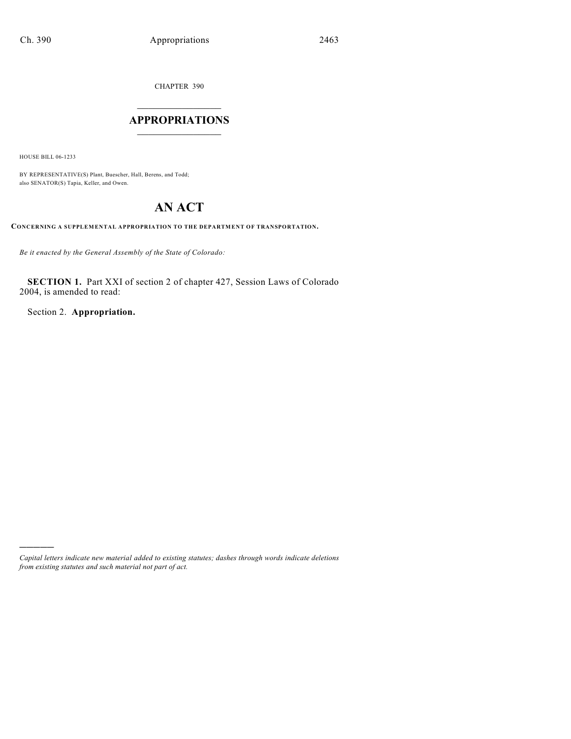CHAPTER 390

# APPROPRIATIONS

HOUSE BILL 06-1233

BY REPRESENTATIVE(S) Plant, Buescher, Hall, Berens, and Todd;
also SENATOR(S) Tapia, Keller, and Owen.

# AN ACT

**CONCERNING A SUPPLEMENTAL APPROPRIATION TO THE DEPARTMENT OF TRANSPORTATION.**

*Be it enacted by the General Assembly of the State of Colorado:*

**SECTION 1.** Part XXI of section 2 of chapter 427, Session Laws of Colorado 2004, is amended to read:

Section 2. **Appropriation.**

---

*Capital letters indicate new material added to existing statutes; dashes through words indicate deletions from existing statutes and such material not part of act.*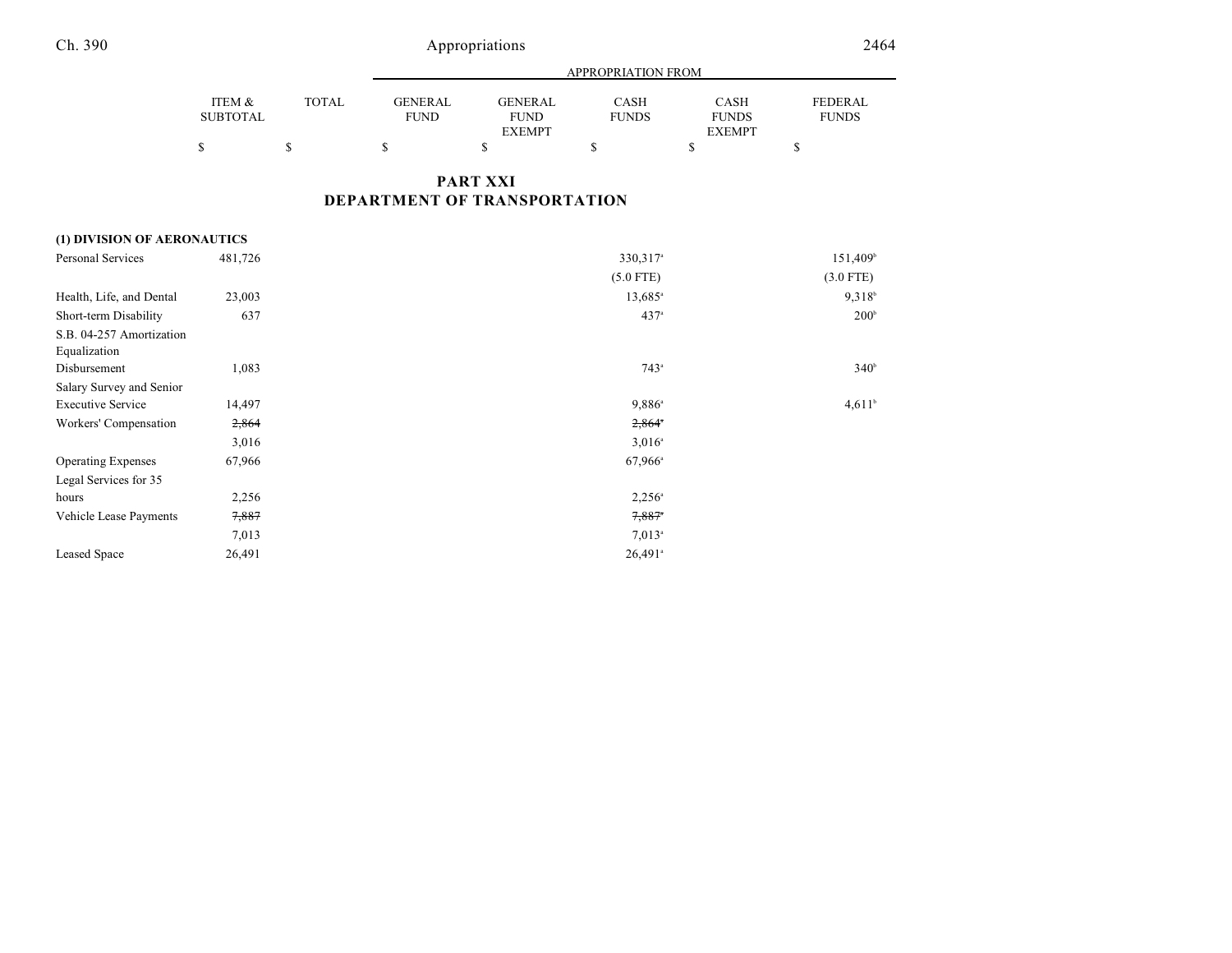| | ITEM & SUBTOTAL | TOTAL | APPROPRIATION FROM | | | | |
|---|---|---|---|---|---|---|---|
| | | | GENERAL FUND | GENERAL FUND EXEMPT | CASH FUNDS | CASH FUNDS EXEMPT | FEDERAL FUNDS |
| | $ | $ | $ | $ | $ | $ | $ |

## PART XXI
## DEPARTMENT OF TRANSPORTATION

| | ITEM & SUBTOTAL | TOTAL | GENERAL FUND | GENERAL FUND EXEMPT | CASH FUNDS | CASH FUNDS EXEMPT | FEDERAL FUNDS |
|---|---|---|---|---|---|---|---|
| **(1) DIVISION OF AERONAUTICS** | | | | | | | |
| Personal Services | 481,726 | | | | 330,317[a] | | 151,409[b] |
| | | | | | (5.0 FTE) | | (3.0 FTE) |
| Health, Life, and Dental | 23,003 | | | | 13,685[a] | | 9,318[b] |
| Short-term Disability | 637 | | | | 437[a] | | 200[b] |
| S.B. 04-257 Amortization Equalization Disbursement | 1,083 | | | | 743[a] | | 340[b] |
| Salary Survey and Senior Executive Service | 14,497 | | | | 9,886[a] | | 4,611[b] |
| Workers' Compensation | ~~2,864~~ | | | | ~~2,864[a]~~ | | |
| | 3,016 | | | | 3,016[a] | | |
| Operating Expenses | 67,966 | | | | 67,966[a] | | |
| Legal Services for 35 hours | 2,256 | | | | 2,256[a] | | |
| Vehicle Lease Payments | ~~7,887~~ | | | | ~~7,887[a]~~ | | |
| | 7,013 | | | | 7,013[a] | | |
| Leased Space | 26,491 | | | | 26,491[a] | | |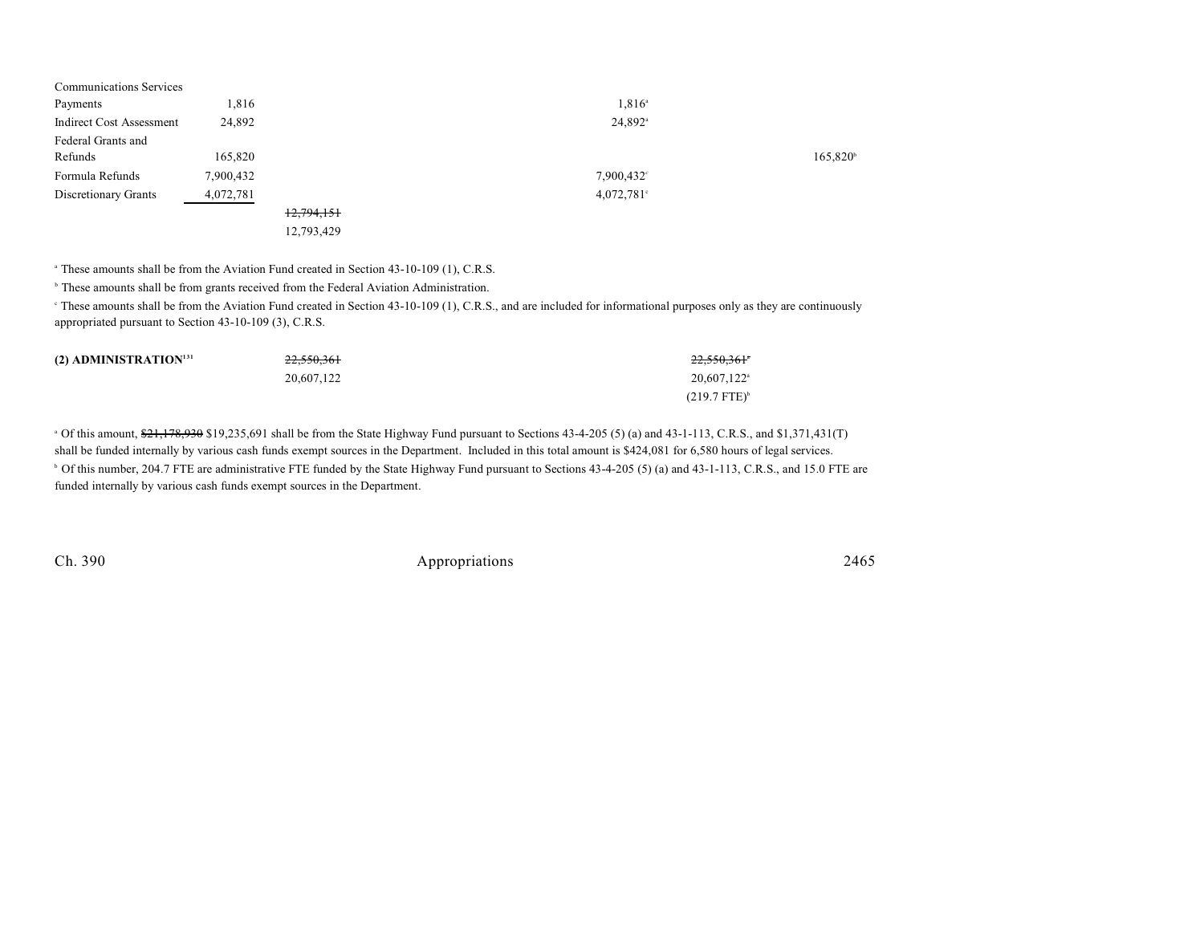| | | | | | | |
|---|---|---|---|---|---|---|
| Communications Services | | | | | | |
| Payments | 1,816 | | | 1,816[a] | | |
| Indirect Cost Assessment | 24,892 | | | 24,892[a] | | |
| Federal Grants and Refunds | 165,820 | | | | | 165,820[b] |
| Formula Refunds | 7,900,432 | | | 7,900,432[c] | | |
| Discretionary Grants | 4,072,781 | | | 4,072,781[c] | | |
| | | ~~12,794,151~~ 12,793,429 | | | | |

[a] These amounts shall be from the Aviation Fund created in Section 43-10-109 (1), C.R.S.

[b] These amounts shall be from grants received from the Federal Aviation Administration.

[c] These amounts shall be from the Aviation Fund created in Section 43-10-109 (1), C.R.S., and are included for informational purposes only as they are continuously appropriated pursuant to Section 43-10-109 (3), C.R.S.

| | | | | |
|---|---|---|---|---|
| **(2) ADMINISTRATION**[131] | ~~22,550,361~~ 20,607,122 | | ~~22,550,361~~[a] 20,607,122[a] (219.7 FTE)[b] | |

[a] Of this amount, ~~$21,178,930~~ $19,235,691 shall be from the State Highway Fund pursuant to Sections 43-4-205 (5) (a) and 43-1-113, C.R.S., and $1,371,431(T) shall be funded internally by various cash funds exempt sources in the Department. Included in this total amount is $424,081 for 6,580 hours of legal services.

[b] Of this number, 204.7 FTE are administrative FTE funded by the State Highway Fund pursuant to Sections 43-4-205 (5) (a) and 43-1-113, C.R.S., and 15.0 FTE are funded internally by various cash funds exempt sources in the Department.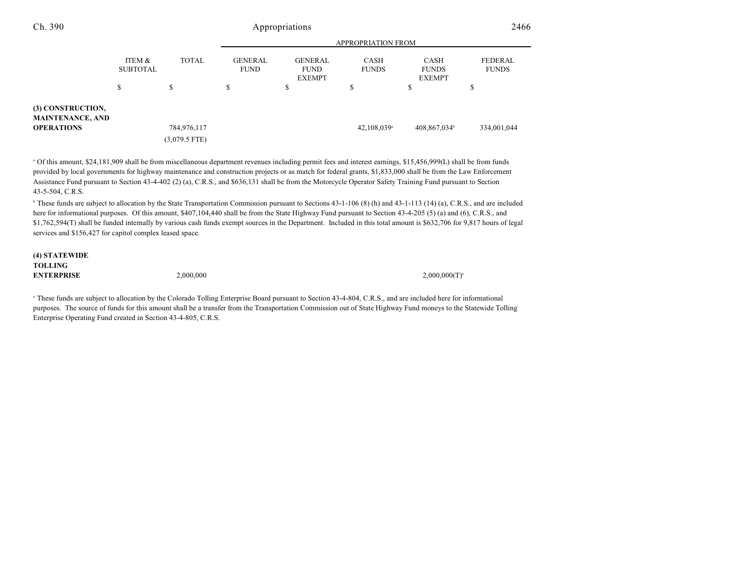| | ITEM & SUBTOTAL | TOTAL | GENERAL FUND | GENERAL FUND EXEMPT | CASH FUNDS | CASH FUNDS EXEMPT | FEDERAL FUNDS |
|---|---|---|---|---|---|---|---|
| | $ | $ | $ | $ | $ | $ | $ |
| **(3) CONSTRUCTION, MAINTENANCE, AND OPERATIONS** | | 784,976,117 | | | 42,108,039[a] | 408,867,034[b] | 334,001,044 |
| | | (3,079.5 FTE) | | | | | |

[a] Of this amount, $24,181,909 shall be from miscellaneous department revenues including permit fees and interest earnings, $15,456,999(L) shall be from funds provided by local governments for highway maintenance and construction projects or as match for federal grants, $1,833,000 shall be from the Law Enforcement Assistance Fund pursuant to Section 43-4-402 (2) (a), C.R.S., and $636,131 shall be from the Motorcycle Operator Safety Training Fund pursuant to Section 43-5-504, C.R.S.

[b] These funds are subject to allocation by the State Transportation Commission pursuant to Sections 43-1-106 (8) (h) and 43-1-113 (14) (a), C.R.S., and are included here for informational purposes. Of this amount, $407,104,440 shall be from the State Highway Fund pursuant to Section 43-4-205 (5) (a) and (6), C.R.S., and $1,762,594(T) shall be funded internally by various cash funds exempt sources in the Department. Included in this total amount is $632,706 for 9,817 hours of legal services and $156,427 for capitol complex leased space.

| | ITEM & SUBTOTAL | TOTAL | GENERAL FUND | GENERAL FUND EXEMPT | CASH FUNDS | CASH FUNDS EXEMPT | FEDERAL FUNDS |
|---|---|---|---|---|---|---|---|
| **(4) STATEWIDE TOLLING ENTERPRISE** | | 2,000,000 | | | | 2,000,000(T)[a] | |

[a] These funds are subject to allocation by the Colorado Tolling Enterprise Board pursuant to Section 43-4-804, C.R.S., and are included here for informational purposes. The source of funds for this amount shall be a transfer from the Transportation Commission out of State Highway Fund moneys to the Statewide Tolling Enterprise Operating Fund created in Section 43-4-805, C.R.S.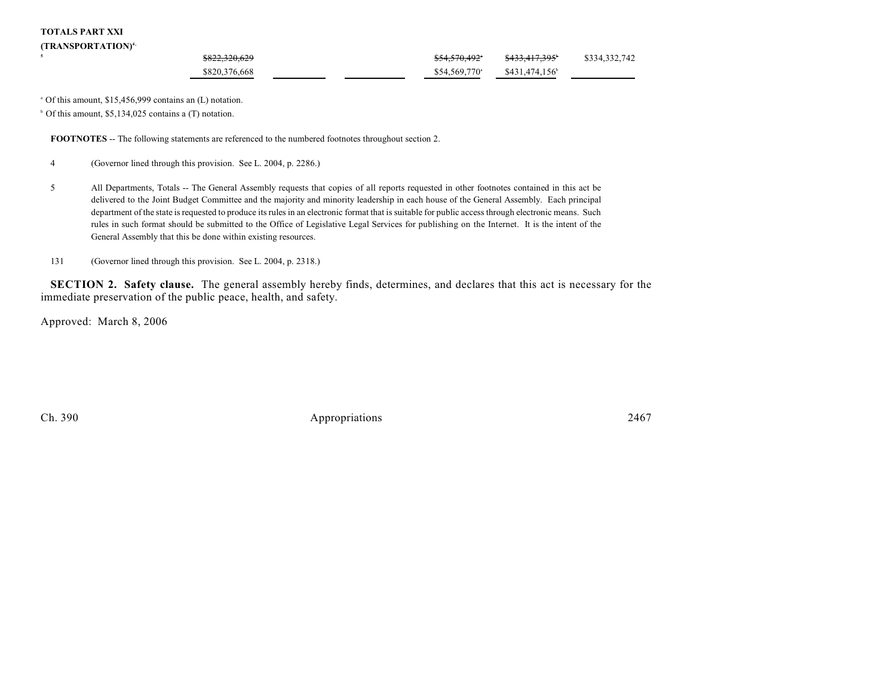| | | | | | | |
|---|---|---|---|---|---|---|
| **TOTALS PART XXI (TRANSPORTATION)**[4, 5] | ~~$822,320,629~~ | | | ~~$54,570,492~~[a] | ~~$433,417,395~~[b] | $334,332,742 |
| | $820,376,668 | | | $54,569,770[a] | $431,474,156[b] | |

[a] Of this amount, $15,456,999 contains an (L) notation.

[b] Of this amount, $5,134,025 contains a (T) notation.

**FOOTNOTES** -- The following statements are referenced to the numbered footnotes throughout section 2.

4 (Governor lined through this provision. See L. 2004, p. 2286.)

5 All Departments, Totals -- The General Assembly requests that copies of all reports requested in other footnotes contained in this act be delivered to the Joint Budget Committee and the majority and minority leadership in each house of the General Assembly. Each principal department of the state is requested to produce its rules in an electronic format that is suitable for public access through electronic means. Such rules in such format should be submitted to the Office of Legislative Legal Services for publishing on the Internet. It is the intent of the General Assembly that this be done within existing resources.

131 (Governor lined through this provision. See L. 2004, p. 2318.)

**SECTION 2. Safety clause.** The general assembly hereby finds, determines, and declares that this act is necessary for the immediate preservation of the public peace, health, and safety.

Approved: March 8, 2006